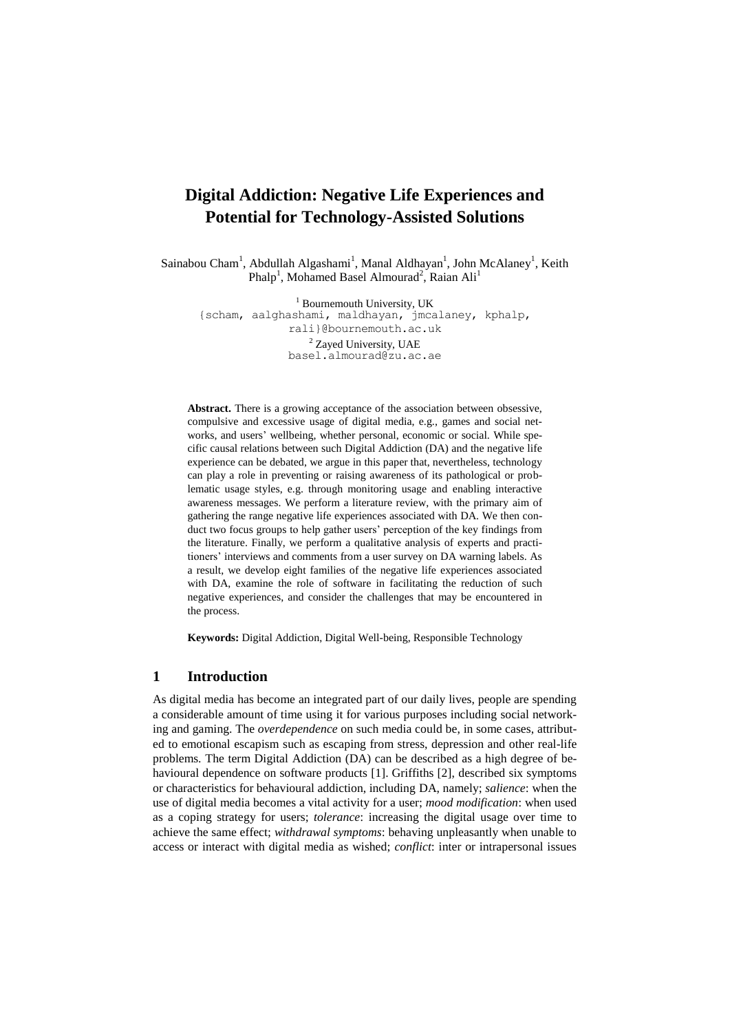# Digital Addiction: Negative Life Experiences and Potential for Technology-Assisted Solutions

Sainabou Cham[1], Abdullah Algashami[1], Manal Aldhayan[1], John McAlaney[1], Keith Phalp[1], Mohamed Basel Almourad[2], Raian Ali[1]

[1] Bournemouth University, UK
{scham, aalghashami, maldhayan, jmcalaney, kphalp, rali}@bournemouth.ac.uk

[2] Zayed University, UAE
basel.almourad@zu.ac.ae

**Abstract.** There is a growing acceptance of the association between obsessive, compulsive and excessive usage of digital media, e.g., games and social networks, and users' wellbeing, whether personal, economic or social. While specific causal relations between such Digital Addiction (DA) and the negative life experience can be debated, we argue in this paper that, nevertheless, technology can play a role in preventing or raising awareness of its pathological or problematic usage styles, e.g. through monitoring usage and enabling interactive awareness messages. We perform a literature review, with the primary aim of gathering the range negative life experiences associated with DA. We then conduct two focus groups to help gather users' perception of the key findings from the literature. Finally, we perform a qualitative analysis of experts and practitioners' interviews and comments from a user survey on DA warning labels. As a result, we develop eight families of the negative life experiences associated with DA, examine the role of software in facilitating the reduction of such negative experiences, and consider the challenges that may be encountered in the process.

**Keywords:** Digital Addiction, Digital Well-being, Responsible Technology

## 1 Introduction

As digital media has become an integrated part of our daily lives, people are spending a considerable amount of time using it for various purposes including social networking and gaming. The *overdependence* on such media could be, in some cases, attributed to emotional escapism such as escaping from stress, depression and other real-life problems. The term Digital Addiction (DA) can be described as a high degree of behavioural dependence on software products [1]. Griffiths [2], described six symptoms or characteristics for behavioural addiction, including DA, namely; *salience*: when the use of digital media becomes a vital activity for a user; *mood modification*: when used as a coping strategy for users; *tolerance*: increasing the digital usage over time to achieve the same effect; *withdrawal symptoms*: behaving unpleasantly when unable to access or interact with digital media as wished; *conflict*: inter or intrapersonal issues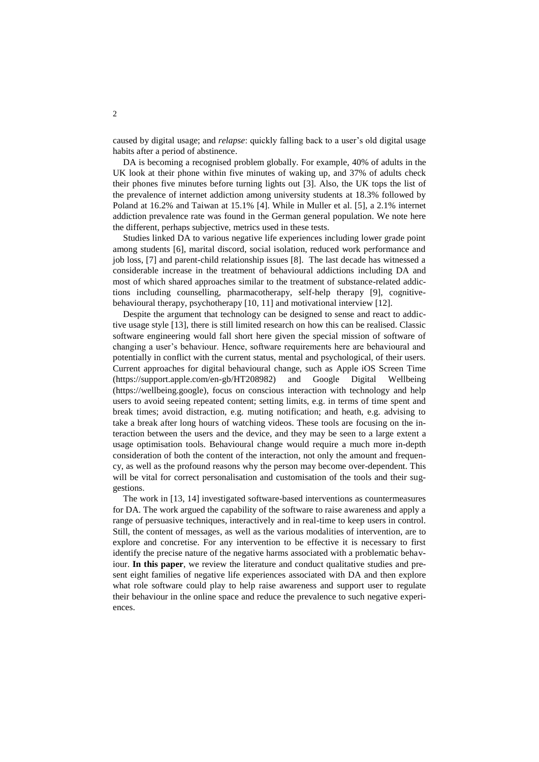caused by digital usage; and *relapse*: quickly falling back to a user's old digital usage habits after a period of abstinence.

DA is becoming a recognised problem globally. For example, 40% of adults in the UK look at their phone within five minutes of waking up, and 37% of adults check their phones five minutes before turning lights out [3]. Also, the UK tops the list of the prevalence of internet addiction among university students at 18.3% followed by Poland at 16.2% and Taiwan at 15.1% [4]. While in Muller et al. [5], a 2.1% internet addiction prevalence rate was found in the German general population. We note here the different, perhaps subjective, metrics used in these tests.

Studies linked DA to various negative life experiences including lower grade point among students [6], marital discord, social isolation, reduced work performance and job loss, [7] and parent-child relationship issues [8]. The last decade has witnessed a considerable increase in the treatment of behavioural addictions including DA and most of which shared approaches similar to the treatment of substance-related addictions including counselling, pharmacotherapy, self-help therapy [9], cognitive-behavioural therapy, psychotherapy [10, 11] and motivational interview [12].

Despite the argument that technology can be designed to sense and react to addictive usage style [13], there is still limited research on how this can be realised. Classic software engineering would fall short here given the special mission of software of changing a user's behaviour. Hence, software requirements here are behavioural and potentially in conflict with the current status, mental and psychological, of their users. Current approaches for digital behavioural change, such as Apple iOS Screen Time (https://support.apple.com/en-gb/HT208982) and Google Digital Wellbeing (https://wellbeing.google), focus on conscious interaction with technology and help users to avoid seeing repeated content; setting limits, e.g. in terms of time spent and break times; avoid distraction, e.g. muting notification; and heath, e.g. advising to take a break after long hours of watching videos. These tools are focusing on the interaction between the users and the device, and they may be seen to a large extent a usage optimisation tools. Behavioural change would require a much more in-depth consideration of both the content of the interaction, not only the amount and frequency, as well as the profound reasons why the person may become over-dependent. This will be vital for correct personalisation and customisation of the tools and their suggestions.

The work in [13, 14] investigated software-based interventions as countermeasures for DA. The work argued the capability of the software to raise awareness and apply a range of persuasive techniques, interactively and in real-time to keep users in control. Still, the content of messages, as well as the various modalities of intervention, are to explore and concretise. For any intervention to be effective it is necessary to first identify the precise nature of the negative harms associated with a problematic behaviour. **In this paper**, we review the literature and conduct qualitative studies and present eight families of negative life experiences associated with DA and then explore what role software could play to help raise awareness and support user to regulate their behaviour in the online space and reduce the prevalence to such negative experiences.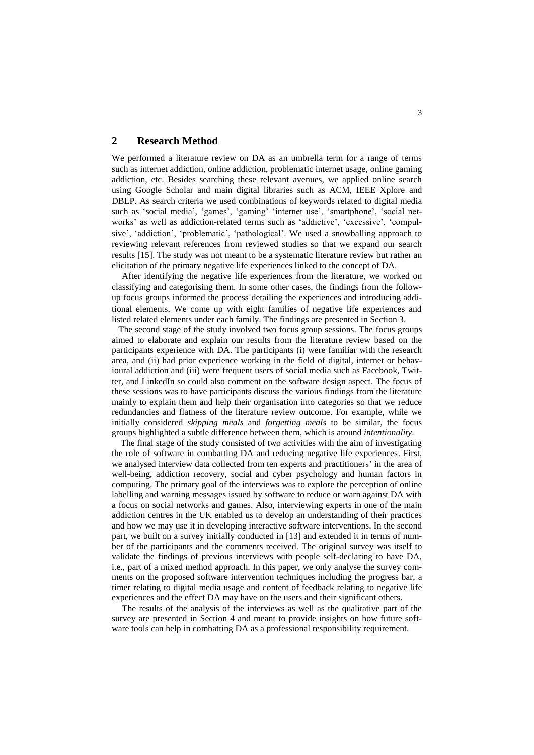## 2 Research Method

We performed a literature review on DA as an umbrella term for a range of terms such as internet addiction, online addiction, problematic internet usage, online gaming addiction, etc. Besides searching these relevant avenues, we applied online search using Google Scholar and main digital libraries such as ACM, IEEE Xplore and DBLP. As search criteria we used combinations of keywords related to digital media such as 'social media', 'games', 'gaming' 'internet use', 'smartphone', 'social networks' as well as addiction-related terms such as 'addictive', 'excessive', 'compulsive', 'addiction', 'problematic', 'pathological'. We used a snowballing approach to reviewing relevant references from reviewed studies so that we expand our search results [15]. The study was not meant to be a systematic literature review but rather an elicitation of the primary negative life experiences linked to the concept of DA.

After identifying the negative life experiences from the literature, we worked on classifying and categorising them. In some other cases, the findings from the follow-up focus groups informed the process detailing the experiences and introducing additional elements. We come up with eight families of negative life experiences and listed related elements under each family. The findings are presented in Section 3.

The second stage of the study involved two focus group sessions. The focus groups aimed to elaborate and explain our results from the literature review based on the participants experience with DA. The participants (i) were familiar with the research area, and (ii) had prior experience working in the field of digital, internet or behavioural addiction and (iii) were frequent users of social media such as Facebook, Twitter, and LinkedIn so could also comment on the software design aspect. The focus of these sessions was to have participants discuss the various findings from the literature mainly to explain them and help their organisation into categories so that we reduce redundancies and flatness of the literature review outcome. For example, while we initially considered *skipping meals* and *forgetting meals* to be similar, the focus groups highlighted a subtle difference between them, which is around *intentionality*.

The final stage of the study consisted of two activities with the aim of investigating the role of software in combatting DA and reducing negative life experiences. First, we analysed interview data collected from ten experts and practitioners' in the area of well-being, addiction recovery, social and cyber psychology and human factors in computing. The primary goal of the interviews was to explore the perception of online labelling and warning messages issued by software to reduce or warn against DA with a focus on social networks and games. Also, interviewing experts in one of the main addiction centres in the UK enabled us to develop an understanding of their practices and how we may use it in developing interactive software interventions. In the second part, we built on a survey initially conducted in [13] and extended it in terms of number of the participants and the comments received. The original survey was itself to validate the findings of previous interviews with people self-declaring to have DA, i.e., part of a mixed method approach. In this paper, we only analyse the survey comments on the proposed software intervention techniques including the progress bar, a timer relating to digital media usage and content of feedback relating to negative life experiences and the effect DA may have on the users and their significant others.

The results of the analysis of the interviews as well as the qualitative part of the survey are presented in Section 4 and meant to provide insights on how future software tools can help in combatting DA as a professional responsibility requirement.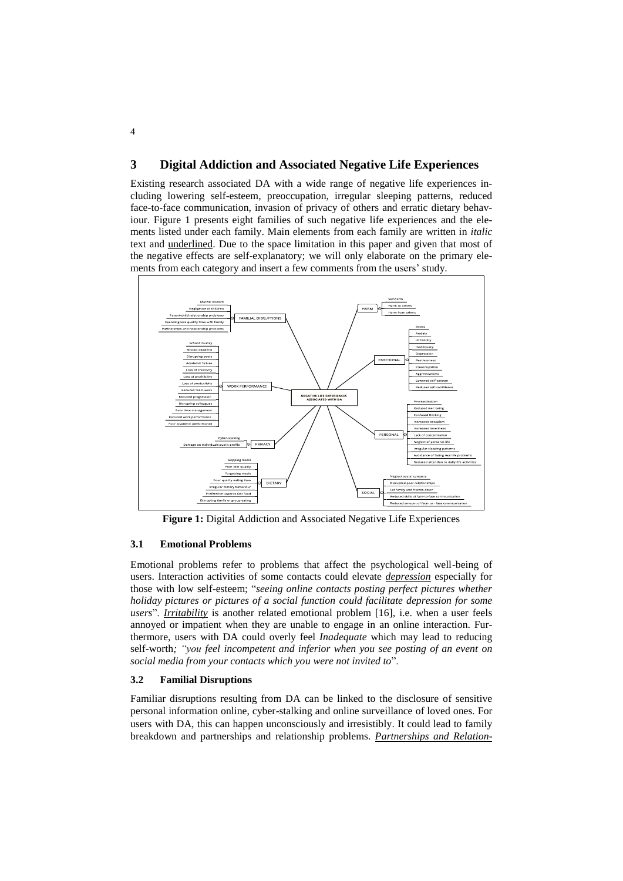## 3 Digital Addiction and Associated Negative Life Experiences

Existing research associated DA with a wide range of negative life experiences including lowering self-esteem, preoccupation, irregular sleeping patterns, reduced face-to-face communication, invasion of privacy of others and erratic dietary behaviour. Figure 1 presents eight families of such negative life experiences and the elements listed under each family. Main elements from each family are written in *italic* text and underlined. Due to the space limitation in this paper and given that most of the negative effects are self-explanatory; we will only elaborate on the primary elements from each category and insert a few comments from the users' study.

**Figure 1:** Digital Addiction and Associated Negative Life Experiences

### 3.1 Emotional Problems

Emotional problems refer to problems that affect the psychological well-being of users. Interaction activities of some contacts could elevate ***depression*** especially for those with low self-esteem; "*seeing online contacts posting perfect pictures whether holiday pictures or pictures of a social function could facilitate depression for some users*". ***Irritability*** is another related emotional problem [16], i.e. when a user feels annoyed or impatient when they are unable to engage in an online interaction. Furthermore, users with DA could overly feel *Inadequate* which may lead to reducing self-worth*; "you feel incompetent and inferior when you see posting of an event on social media from your contacts which you were not invited to*".

### 3.2 Familial Disruptions

Familiar disruptions resulting from DA can be linked to the disclosure of sensitive personal information online, cyber-stalking and online surveillance of loved ones. For users with DA, this can happen unconsciously and irresistibly. It could lead to family breakdown and partnerships and relationship problems. ***Partnerships and Relation-***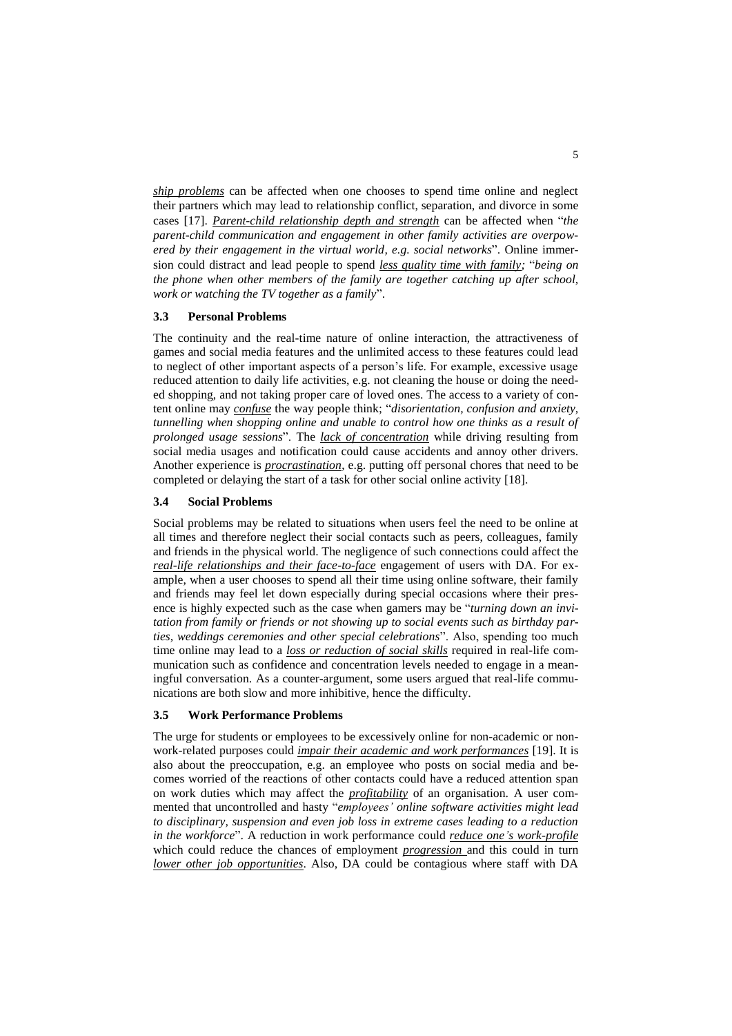*ship problems* can be affected when one chooses to spend time online and neglect their partners which may lead to relationship conflict, separation, and divorce in some cases [17]. *Parent-child relationship depth and strength* can be affected when "*the parent-child communication and engagement in other family activities are overpowered by their engagement in the virtual world, e.g. social networks*". Online immersion could distract and lead people to spend *less quality time with family;* "*being on the phone when other members of the family are together catching up after school, work or watching the TV together as a family*".

### 3.3 Personal Problems

The continuity and the real-time nature of online interaction, the attractiveness of games and social media features and the unlimited access to these features could lead to neglect of other important aspects of a person's life. For example, excessive usage reduced attention to daily life activities, e.g. not cleaning the house or doing the needed shopping, and not taking proper care of loved ones. The access to a variety of content online may *confuse* the way people think; "*disorientation, confusion and anxiety, tunnelling when shopping online and unable to control how one thinks as a result of prolonged usage sessions*". The *lack of concentration* while driving resulting from social media usages and notification could cause accidents and annoy other drivers. Another experience is *procrastination*, e.g. putting off personal chores that need to be completed or delaying the start of a task for other social online activity [18].

### 3.4 Social Problems

Social problems may be related to situations when users feel the need to be online at all times and therefore neglect their social contacts such as peers, colleagues, family and friends in the physical world. The negligence of such connections could affect the *real-life relationships and their face-to-face* engagement of users with DA. For example, when a user chooses to spend all their time using online software, their family and friends may feel let down especially during special occasions where their presence is highly expected such as the case when gamers may be "*turning down an invitation from family or friends or not showing up to social events such as birthday parties, weddings ceremonies and other special celebrations*". Also, spending too much time online may lead to a *loss or reduction of social skills* required in real-life communication such as confidence and concentration levels needed to engage in a meaningful conversation. As a counter-argument, some users argued that real-life communications are both slow and more inhibitive, hence the difficulty.

### 3.5 Work Performance Problems

The urge for students or employees to be excessively online for non-academic or non-work-related purposes could *impair their academic and work performances* [19]. It is also about the preoccupation, e.g. an employee who posts on social media and becomes worried of the reactions of other contacts could have a reduced attention span on work duties which may affect the *profitability* of an organisation. A user commented that uncontrolled and hasty "*employees' online software activities might lead to disciplinary, suspension and even job loss in extreme cases leading to a reduction in the workforce*". A reduction in work performance could *reduce one's work-profile* which could reduce the chances of employment *progression* and this could in turn *lower other job opportunities*. Also, DA could be contagious where staff with DA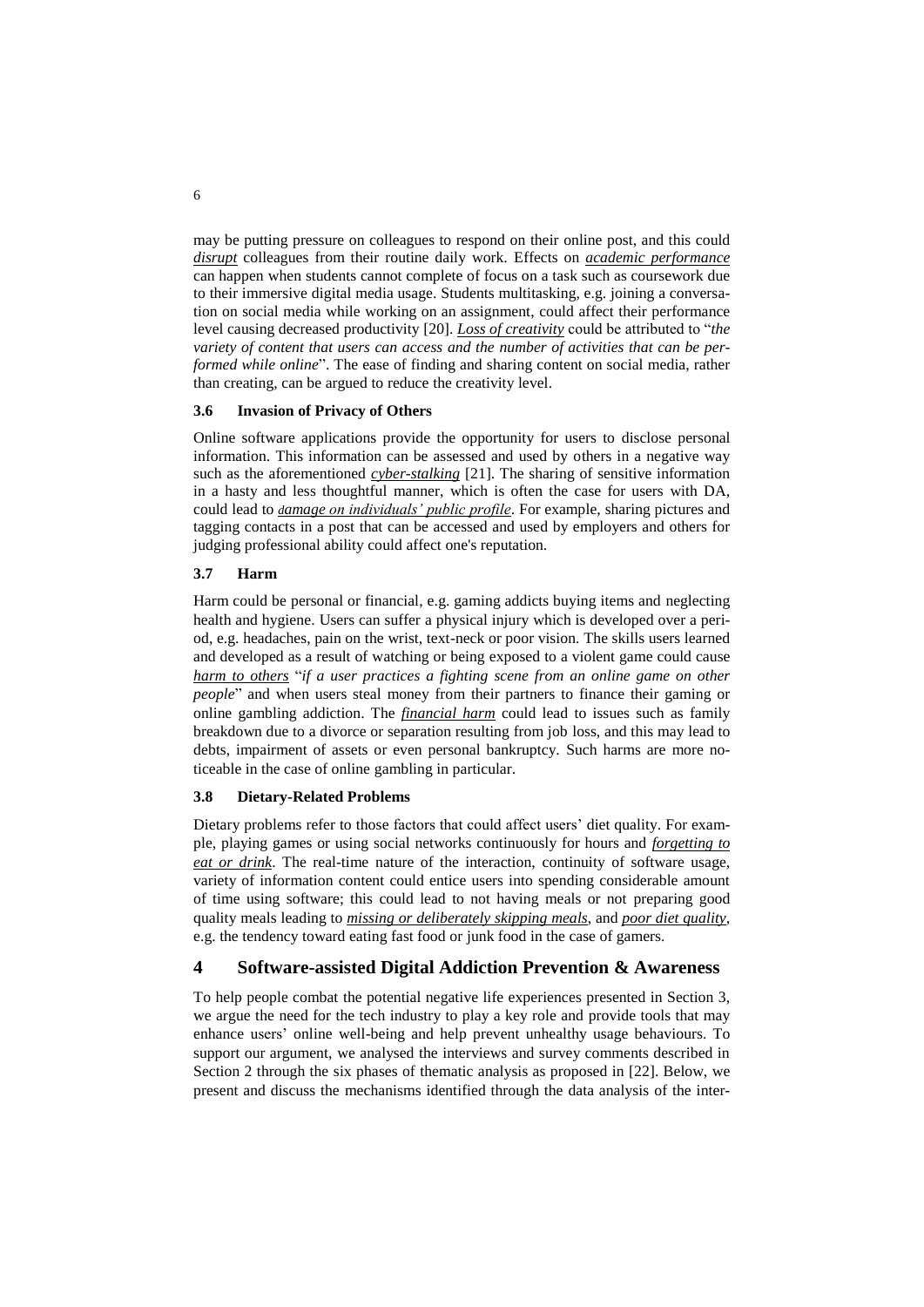may be putting pressure on colleagues to respond on their online post, and this could *disrupt* colleagues from their routine daily work. Effects on *academic performance* can happen when students cannot complete of focus on a task such as coursework due to their immersive digital media usage. Students multitasking, e.g. joining a conversation on social media while working on an assignment, could affect their performance level causing decreased productivity [20]. *Loss of creativity* could be attributed to "*the variety of content that users can access and the number of activities that can be performed while online*". The ease of finding and sharing content on social media, rather than creating, can be argued to reduce the creativity level.

### 3.6 Invasion of Privacy of Others

Online software applications provide the opportunity for users to disclose personal information. This information can be assessed and used by others in a negative way such as the aforementioned *cyber-stalking* [21]. The sharing of sensitive information in a hasty and less thoughtful manner, which is often the case for users with DA, could lead to *damage on individuals' public profile*. For example, sharing pictures and tagging contacts in a post that can be accessed and used by employers and others for judging professional ability could affect one's reputation.

### 3.7 Harm

Harm could be personal or financial, e.g. gaming addicts buying items and neglecting health and hygiene. Users can suffer a physical injury which is developed over a period, e.g. headaches, pain on the wrist, text-neck or poor vision. The skills users learned and developed as a result of watching or being exposed to a violent game could cause *harm to others* "*if a user practices a fighting scene from an online game on other people*" and when users steal money from their partners to finance their gaming or online gambling addiction. The *financial harm* could lead to issues such as family breakdown due to a divorce or separation resulting from job loss, and this may lead to debts, impairment of assets or even personal bankruptcy. Such harms are more noticeable in the case of online gambling in particular.

### 3.8 Dietary-Related Problems

Dietary problems refer to those factors that could affect users' diet quality. For example, playing games or using social networks continuously for hours and *forgetting to eat or drink*. The real-time nature of the interaction, continuity of software usage, variety of information content could entice users into spending considerable amount of time using software; this could lead to not having meals or not preparing good quality meals leading to *missing or deliberately skipping meals*, and *poor diet quality*, e.g. the tendency toward eating fast food or junk food in the case of gamers.

## 4 Software-assisted Digital Addiction Prevention & Awareness

To help people combat the potential negative life experiences presented in Section 3, we argue the need for the tech industry to play a key role and provide tools that may enhance users' online well-being and help prevent unhealthy usage behaviours. To support our argument, we analysed the interviews and survey comments described in Section 2 through the six phases of thematic analysis as proposed in [22]. Below, we present and discuss the mechanisms identified through the data analysis of the inter-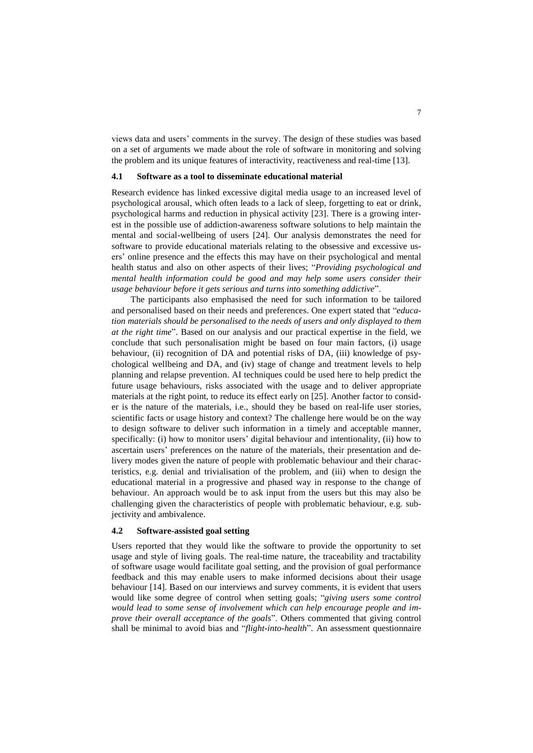views data and users' comments in the survey. The design of these studies was based on a set of arguments we made about the role of software in monitoring and solving the problem and its unique features of interactivity, reactiveness and real-time [13].

### 4.1 Software as a tool to disseminate educational material

Research evidence has linked excessive digital media usage to an increased level of psychological arousal, which often leads to a lack of sleep, forgetting to eat or drink, psychological harms and reduction in physical activity [23]. There is a growing interest in the possible use of addiction-awareness software solutions to help maintain the mental and social-wellbeing of users [24]. Our analysis demonstrates the need for software to provide educational materials relating to the obsessive and excessive users' online presence and the effects this may have on their psychological and mental health status and also on other aspects of their lives; "*Providing psychological and mental health information could be good and may help some users consider their usage behaviour before it gets serious and turns into something addictive*".

The participants also emphasised the need for such information to be tailored and personalised based on their needs and preferences. One expert stated that "*education materials should be personalised to the needs of users and only displayed to them at the right time*". Based on our analysis and our practical expertise in the field, we conclude that such personalisation might be based on four main factors, (i) usage behaviour, (ii) recognition of DA and potential risks of DA, (iii) knowledge of psychological wellbeing and DA, and (iv) stage of change and treatment levels to help planning and relapse prevention. AI techniques could be used here to help predict the future usage behaviours, risks associated with the usage and to deliver appropriate materials at the right point, to reduce its effect early on [25]. Another factor to consider is the nature of the materials, i.e., should they be based on real-life user stories, scientific facts or usage history and context? The challenge here would be on the way to design software to deliver such information in a timely and acceptable manner, specifically: (i) how to monitor users' digital behaviour and intentionality, (ii) how to ascertain users' preferences on the nature of the materials, their presentation and delivery modes given the nature of people with problematic behaviour and their characteristics, e.g. denial and trivialisation of the problem, and (iii) when to design the educational material in a progressive and phased way in response to the change of behaviour. An approach would be to ask input from the users but this may also be challenging given the characteristics of people with problematic behaviour, e.g. subjectivity and ambivalence.

### 4.2 Software-assisted goal setting

Users reported that they would like the software to provide the opportunity to set usage and style of living goals. The real-time nature, the traceability and tractability of software usage would facilitate goal setting, and the provision of goal performance feedback and this may enable users to make informed decisions about their usage behaviour [14]. Based on our interviews and survey comments, it is evident that users would like some degree of control when setting goals; "*giving users some control would lead to some sense of involvement which can help encourage people and improve their overall acceptance of the goals*". Others commented that giving control shall be minimal to avoid bias and "*flight-into-health*". An assessment questionnaire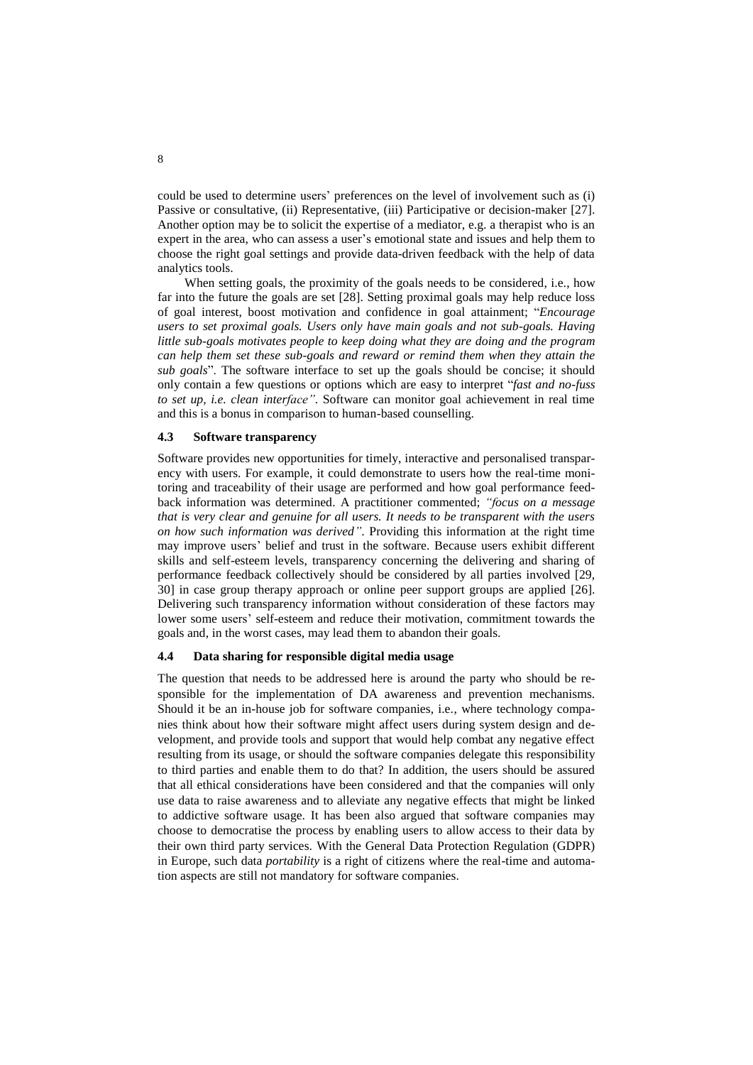could be used to determine users' preferences on the level of involvement such as (i) Passive or consultative, (ii) Representative, (iii) Participative or decision-maker [27]. Another option may be to solicit the expertise of a mediator, e.g. a therapist who is an expert in the area, who can assess a user's emotional state and issues and help them to choose the right goal settings and provide data-driven feedback with the help of data analytics tools.

When setting goals, the proximity of the goals needs to be considered, i.e., how far into the future the goals are set [28]. Setting proximal goals may help reduce loss of goal interest, boost motivation and confidence in goal attainment; "*Encourage users to set proximal goals. Users only have main goals and not sub-goals. Having little sub-goals motivates people to keep doing what they are doing and the program can help them set these sub-goals and reward or remind them when they attain the sub goals*". The software interface to set up the goals should be concise; it should only contain a few questions or options which are easy to interpret "*fast and no-fuss to set up, i.e. clean interface"*. Software can monitor goal achievement in real time and this is a bonus in comparison to human-based counselling.

### 4.3 Software transparency

Software provides new opportunities for timely, interactive and personalised transparency with users. For example, it could demonstrate to users how the real-time monitoring and traceability of their usage are performed and how goal performance feedback information was determined. A practitioner commented; *"focus on a message that is very clear and genuine for all users. It needs to be transparent with the users on how such information was derived"*. Providing this information at the right time may improve users' belief and trust in the software. Because users exhibit different skills and self-esteem levels, transparency concerning the delivering and sharing of performance feedback collectively should be considered by all parties involved [29, 30] in case group therapy approach or online peer support groups are applied [26]. Delivering such transparency information without consideration of these factors may lower some users' self-esteem and reduce their motivation, commitment towards the goals and, in the worst cases, may lead them to abandon their goals.

### 4.4 Data sharing for responsible digital media usage

The question that needs to be addressed here is around the party who should be responsible for the implementation of DA awareness and prevention mechanisms. Should it be an in-house job for software companies, i.e., where technology companies think about how their software might affect users during system design and development, and provide tools and support that would help combat any negative effect resulting from its usage, or should the software companies delegate this responsibility to third parties and enable them to do that? In addition, the users should be assured that all ethical considerations have been considered and that the companies will only use data to raise awareness and to alleviate any negative effects that might be linked to addictive software usage. It has been also argued that software companies may choose to democratise the process by enabling users to allow access to their data by their own third party services. With the General Data Protection Regulation (GDPR) in Europe, such data *portability* is a right of citizens where the real-time and automation aspects are still not mandatory for software companies.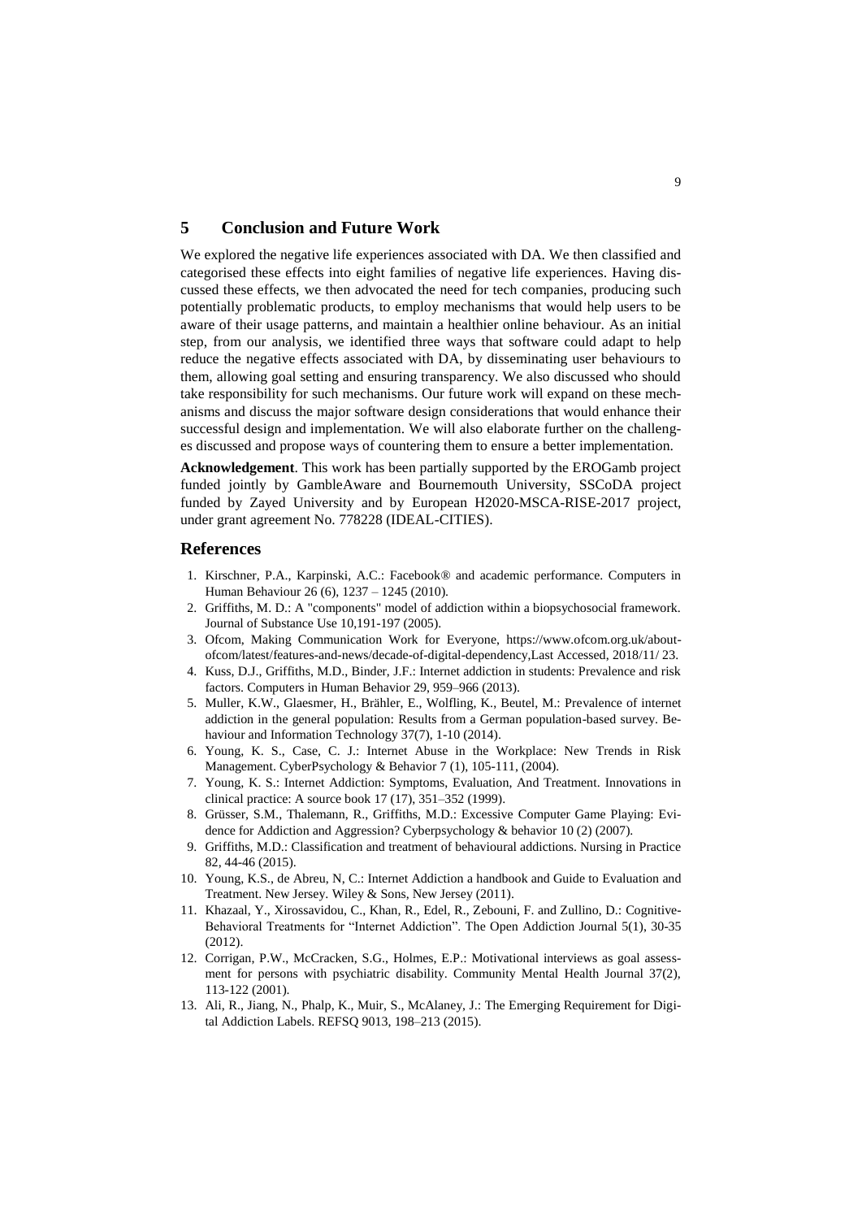## 5 Conclusion and Future Work

We explored the negative life experiences associated with DA. We then classified and categorised these effects into eight families of negative life experiences. Having discussed these effects, we then advocated the need for tech companies, producing such potentially problematic products, to employ mechanisms that would help users to be aware of their usage patterns, and maintain a healthier online behaviour. As an initial step, from our analysis, we identified three ways that software could adapt to help reduce the negative effects associated with DA, by disseminating user behaviours to them, allowing goal setting and ensuring transparency. We also discussed who should take responsibility for such mechanisms. Our future work will expand on these mechanisms and discuss the major software design considerations that would enhance their successful design and implementation. We will also elaborate further on the challenges discussed and propose ways of countering them to ensure a better implementation.

**Acknowledgement**. This work has been partially supported by the EROGamb project funded jointly by GambleAware and Bournemouth University, SSCoDA project funded by Zayed University and by European H2020-MSCA-RISE-2017 project, under grant agreement No. 778228 (IDEAL-CITIES).

## References

1. Kirschner, P.A., Karpinski, A.C.: Facebook® and academic performance. Computers in Human Behaviour 26 (6), 1237 – 1245 (2010).
2. Griffiths, M. D.: A "components" model of addiction within a biopsychosocial framework. Journal of Substance Use 10,191-197 (2005).
3. Ofcom, Making Communication Work for Everyone, https://www.ofcom.org.uk/about-ofcom/latest/features-and-news/decade-of-digital-dependency,Last Accessed, 2018/11/ 23.
4. Kuss, D.J., Griffiths, M.D., Binder, J.F.: Internet addiction in students: Prevalence and risk factors. Computers in Human Behavior 29, 959–966 (2013).
5. Muller, K.W., Glaesmer, H., Brähler, E., Wolfling, K., Beutel, M.: Prevalence of internet addiction in the general population: Results from a German population-based survey. Behaviour and Information Technology 37(7), 1-10 (2014).
6. Young, K. S., Case, C. J.: Internet Abuse in the Workplace: New Trends in Risk Management. CyberPsychology & Behavior 7 (1), 105-111, (2004).
7. Young, K. S.: Internet Addiction: Symptoms, Evaluation, And Treatment. Innovations in clinical practice: A source book 17 (17), 351–352 (1999).
8. Grüsser, S.M., Thalemann, R., Griffiths, M.D.: Excessive Computer Game Playing: Evidence for Addiction and Aggression? Cyberpsychology & behavior 10 (2) (2007).
9. Griffiths, M.D.: Classification and treatment of behavioural addictions. Nursing in Practice 82, 44-46 (2015).
10. Young, K.S., de Abreu, N, C.: Internet Addiction a handbook and Guide to Evaluation and Treatment. New Jersey. Wiley & Sons, New Jersey (2011).
11. Khazaal, Y., Xirossavidou, C., Khan, R., Edel, R., Zebouni, F. and Zullino, D.: Cognitive-Behavioral Treatments for "Internet Addiction". The Open Addiction Journal 5(1), 30-35 (2012).
12. Corrigan, P.W., McCracken, S.G., Holmes, E.P.: Motivational interviews as goal assessment for persons with psychiatric disability. Community Mental Health Journal 37(2), 113-122 (2001).
13. Ali, R., Jiang, N., Phalp, K., Muir, S., McAlaney, J.: The Emerging Requirement for Digital Addiction Labels. REFSQ 9013, 198–213 (2015).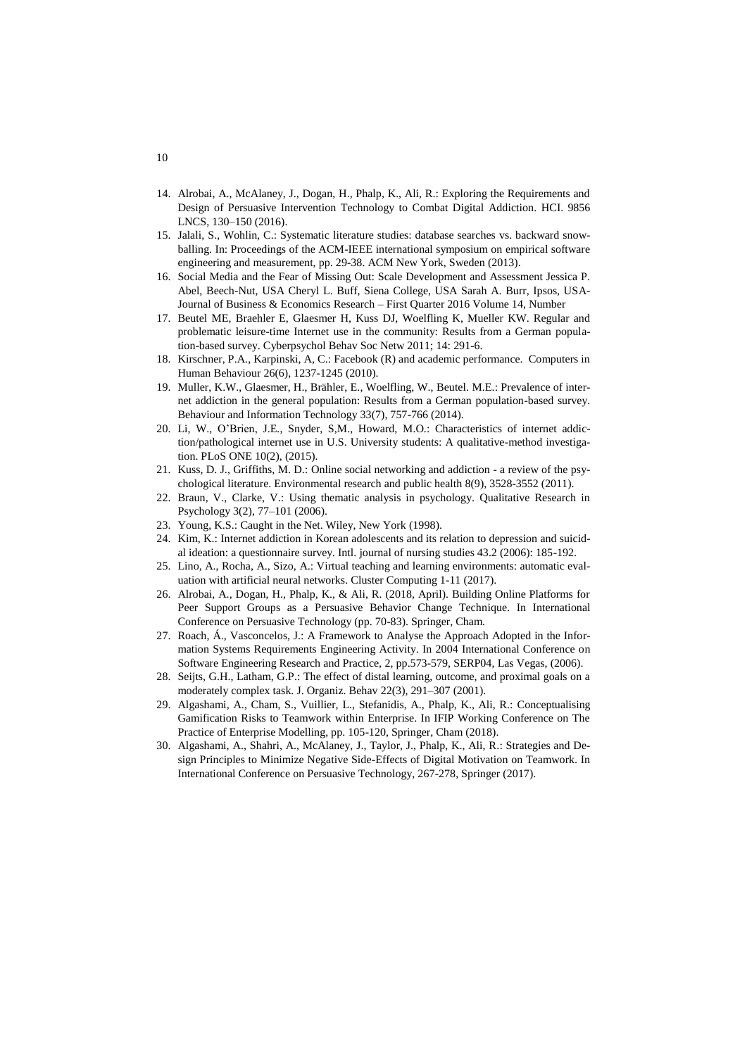14. Alrobai, A., McAlaney, J., Dogan, H., Phalp, K., Ali, R.: Exploring the Requirements and Design of Persuasive Intervention Technology to Combat Digital Addiction. HCI. 9856 LNCS, 130–150 (2016).
15. Jalali, S., Wohlin, C.: Systematic literature studies: database searches vs. backward snowballing. In: Proceedings of the ACM-IEEE international symposium on empirical software engineering and measurement, pp. 29-38. ACM New York, Sweden (2013).
16. Social Media and the Fear of Missing Out: Scale Development and Assessment Jessica P. Abel, Beech-Nut, USA Cheryl L. Buff, Siena College, USA Sarah A. Burr, Ipsos, USA-Journal of Business & Economics Research – First Quarter 2016 Volume 14, Number
17. Beutel ME, Braehler E, Glaesmer H, Kuss DJ, Woelfling K, Mueller KW. Regular and problematic leisure-time Internet use in the community: Results from a German population-based survey. Cyberpsychol Behav Soc Netw 2011; 14: 291-6.
18. Kirschner, P.A., Karpinski, A, C.: Facebook (R) and academic performance. Computers in Human Behaviour 26(6), 1237-1245 (2010).
19. Muller, K.W., Glaesmer, H., Brähler, E., Woelfling, W., Beutel. M.E.: Prevalence of internet addiction in the general population: Results from a German population-based survey. Behaviour and Information Technology 33(7), 757-766 (2014).
20. Li, W., O'Brien, J.E., Snyder, S,M., Howard, M.O.: Characteristics of internet addiction/pathological internet use in U.S. University students: A qualitative-method investigation. PLoS ONE 10(2), (2015).
21. Kuss, D. J., Griffiths, M. D.: Online social networking and addiction - a review of the psychological literature. Environmental research and public health 8(9), 3528-3552 (2011).
22. Braun, V., Clarke, V.: Using thematic analysis in psychology. Qualitative Research in Psychology 3(2), 77–101 (2006).
23. Young, K.S.: Caught in the Net. Wiley, New York (1998).
24. Kim, K.: Internet addiction in Korean adolescents and its relation to depression and suicidal ideation: a questionnaire survey. Intl. journal of nursing studies 43.2 (2006): 185-192.
25. Lino, A., Rocha, A., Sizo, A.: Virtual teaching and learning environments: automatic evaluation with artificial neural networks. Cluster Computing 1-11 (2017).
26. Alrobai, A., Dogan, H., Phalp, K., & Ali, R. (2018, April). Building Online Platforms for Peer Support Groups as a Persuasive Behavior Change Technique. In International Conference on Persuasive Technology (pp. 70-83). Springer, Cham.
27. Roach, Á., Vasconcelos, J.: A Framework to Analyse the Approach Adopted in the Information Systems Requirements Engineering Activity. In 2004 International Conference on Software Engineering Research and Practice, 2, pp.573-579, SERP04, Las Vegas, (2006).
28. Seijts, G.H., Latham, G.P.: The effect of distal learning, outcome, and proximal goals on a moderately complex task. J. Organiz. Behav 22(3), 291–307 (2001).
29. Algashami, A., Cham, S., Vuillier, L., Stefanidis, A., Phalp, K., Ali, R.: Conceptualising Gamification Risks to Teamwork within Enterprise. In IFIP Working Conference on The Practice of Enterprise Modelling, pp. 105-120, Springer, Cham (2018).
30. Algashami, A., Shahri, A., McAlaney, J., Taylor, J., Phalp, K., Ali, R.: Strategies and Design Principles to Minimize Negative Side-Effects of Digital Motivation on Teamwork. In International Conference on Persuasive Technology, 267-278, Springer (2017).